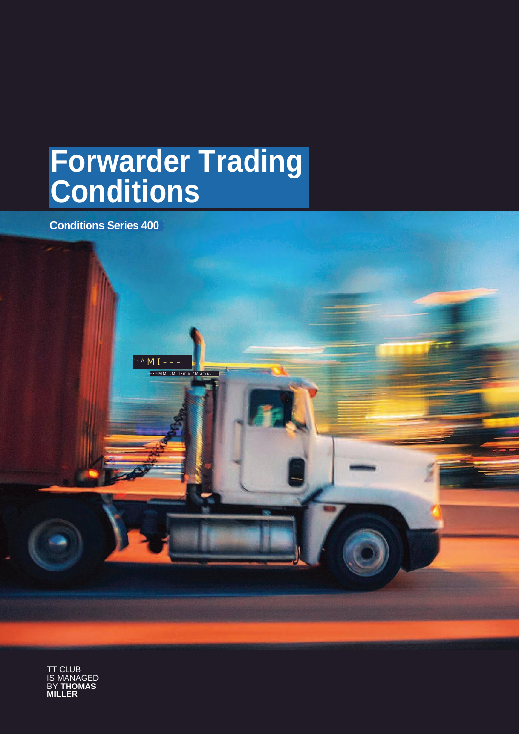# Forwarder Trading Conditions

**Conditions Series 400**

TT CLUB
IS MANAGED
BY **THOMAS MILLER**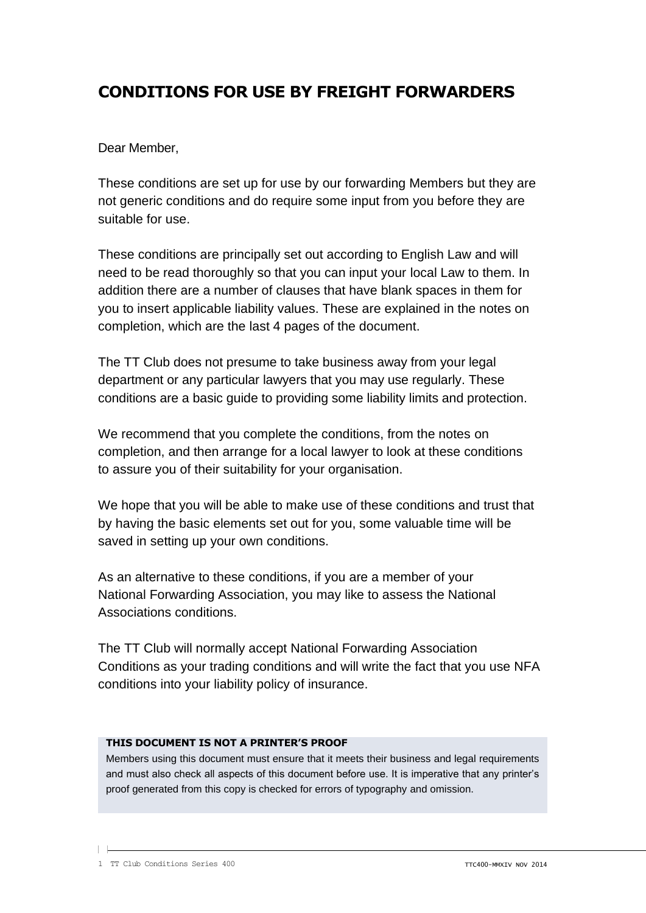## CONDITIONS FOR USE BY FREIGHT FORWARDERS

Dear Member,

These conditions are set up for use by our forwarding Members but they are not generic conditions and do require some input from you before they are suitable for use.

These conditions are principally set out according to English Law and will need to be read thoroughly so that you can input your local Law to them. In addition there are a number of clauses that have blank spaces in them for you to insert applicable liability values. These are explained in the notes on completion, which are the last 4 pages of the document.

The TT Club does not presume to take business away from your legal department or any particular lawyers that you may use regularly. These conditions are a basic guide to providing some liability limits and protection.

We recommend that you complete the conditions, from the notes on completion, and then arrange for a local lawyer to look at these conditions to assure you of their suitability for your organisation.

We hope that you will be able to make use of these conditions and trust that by having the basic elements set out for you, some valuable time will be saved in setting up your own conditions.

As an alternative to these conditions, if you are a member of your National Forwarding Association, you may like to assess the National Associations conditions.

The TT Club will normally accept National Forwarding Association Conditions as your trading conditions and will write the fact that you use NFA conditions into your liability policy of insurance.

**THIS DOCUMENT IS NOT A PRINTER'S PROOF**

Members using this document must ensure that it meets their business and legal requirements and must also check all aspects of this document before use. It is imperative that any printer's proof generated from this copy is checked for errors of typography and omission.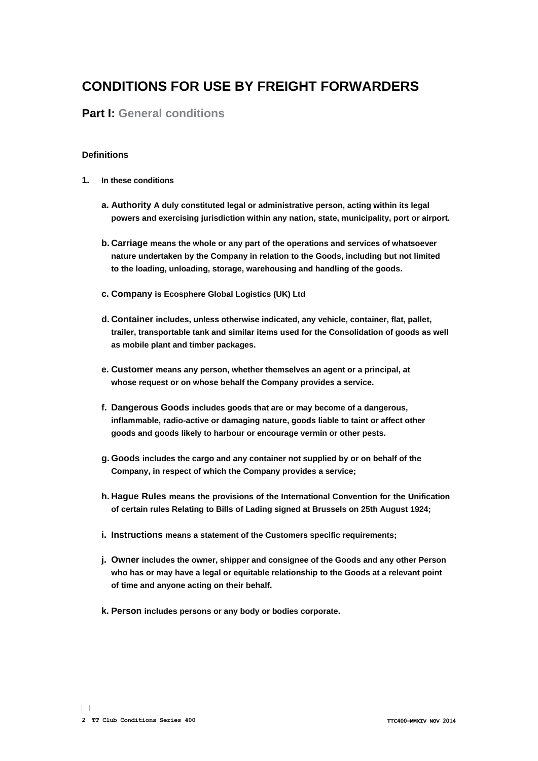# CONDITIONS FOR USE BY FREIGHT FORWARDERS

## Part I: General conditions

### Definitions

**1. In these conditions**

- **a. Authority A duly constituted legal or administrative person, acting within its legal powers and exercising jurisdiction within any nation, state, municipality, port or airport.**
- **b. Carriage means the whole or any part of the operations and services of whatsoever nature undertaken by the Company in relation to the Goods, including but not limited to the loading, unloading, storage, warehousing and handling of the goods.**
- **c. Company is Ecosphere Global Logistics (UK) Ltd**
- **d. Container includes, unless otherwise indicated, any vehicle, container, flat, pallet, trailer, transportable tank and similar items used for the Consolidation of goods as well as mobile plant and timber packages.**
- **e. Customer means any person, whether themselves an agent or a principal, at whose request or on whose behalf the Company provides a service.**
- **f. Dangerous Goods includes goods that are or may become of a dangerous, inflammable, radio-active or damaging nature, goods liable to taint or affect other goods and goods likely to harbour or encourage vermin or other pests.**
- **g. Goods includes the cargo and any container not supplied by or on behalf of the Company, in respect of which the Company provides a service;**
- **h. Hague Rules means the provisions of the International Convention for the Unification of certain rules Relating to Bills of Lading signed at Brussels on 25th August 1924;**
- **i. Instructions means a statement of the Customers specific requirements;**
- **j. Owner includes the owner, shipper and consignee of the Goods and any other Person who has or may have a legal or equitable relationship to the Goods at a relevant point of time and anyone acting on their behalf.**
- **k. Person includes persons or any body or bodies corporate.**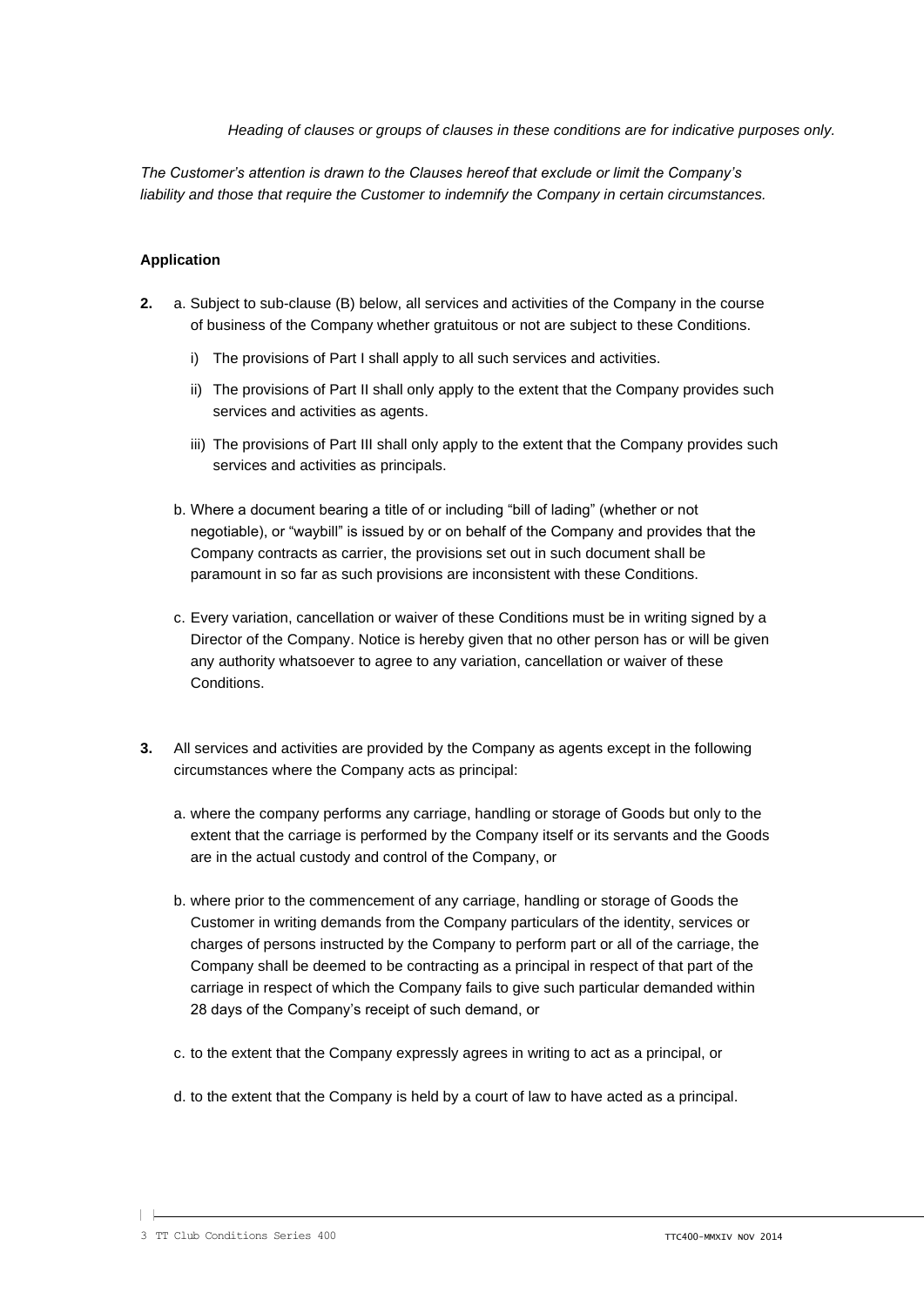*Heading of clauses or groups of clauses in these conditions are for indicative purposes only.*

*The Customer's attention is drawn to the Clauses hereof that exclude or limit the Company's liability and those that require the Customer to indemnify the Company in certain circumstances.*

**Application**

**2.** a. Subject to sub-clause (B) below, all services and activities of the Company in the course of business of the Company whether gratuitous or not are subject to these Conditions.

i) The provisions of Part I shall apply to all such services and activities.

ii) The provisions of Part II shall only apply to the extent that the Company provides such services and activities as agents.

iii) The provisions of Part III shall only apply to the extent that the Company provides such services and activities as principals.

b. Where a document bearing a title of or including "bill of lading" (whether or not negotiable), or "waybill" is issued by or on behalf of the Company and provides that the Company contracts as carrier, the provisions set out in such document shall be paramount in so far as such provisions are inconsistent with these Conditions.

c. Every variation, cancellation or waiver of these Conditions must be in writing signed by a Director of the Company. Notice is hereby given that no other person has or will be given any authority whatsoever to agree to any variation, cancellation or waiver of these Conditions.

**3.** All services and activities are provided by the Company as agents except in the following circumstances where the Company acts as principal:

a. where the company performs any carriage, handling or storage of Goods but only to the extent that the carriage is performed by the Company itself or its servants and the Goods are in the actual custody and control of the Company, or

b. where prior to the commencement of any carriage, handling or storage of Goods the Customer in writing demands from the Company particulars of the identity, services or charges of persons instructed by the Company to perform part or all of the carriage, the Company shall be deemed to be contracting as a principal in respect of that part of the carriage in respect of which the Company fails to give such particular demanded within 28 days of the Company's receipt of such demand, or

c. to the extent that the Company expressly agrees in writing to act as a principal, or

d. to the extent that the Company is held by a court of law to have acted as a principal.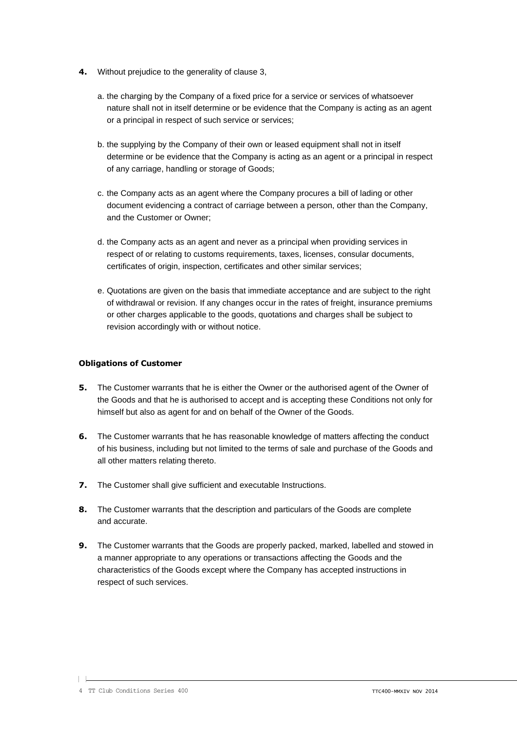**4.** Without prejudice to the generality of clause 3,

a. the charging by the Company of a fixed price for a service or services of whatsoever nature shall not in itself determine or be evidence that the Company is acting as an agent or a principal in respect of such service or services;

b. the supplying by the Company of their own or leased equipment shall not in itself determine or be evidence that the Company is acting as an agent or a principal in respect of any carriage, handling or storage of Goods;

c. the Company acts as an agent where the Company procures a bill of lading or other document evidencing a contract of carriage between a person, other than the Company, and the Customer or Owner;

d. the Company acts as an agent and never as a principal when providing services in respect of or relating to customs requirements, taxes, licenses, consular documents, certificates of origin, inspection, certificates and other similar services;

e. Quotations are given on the basis that immediate acceptance and are subject to the right of withdrawal or revision. If any changes occur in the rates of freight, insurance premiums or other charges applicable to the goods, quotations and charges shall be subject to revision accordingly with or without notice.

### Obligations of Customer

**5.** The Customer warrants that he is either the Owner or the authorised agent of the Owner of the Goods and that he is authorised to accept and is accepting these Conditions not only for himself but also as agent for and on behalf of the Owner of the Goods.

**6.** The Customer warrants that he has reasonable knowledge of matters affecting the conduct of his business, including but not limited to the terms of sale and purchase of the Goods and all other matters relating thereto.

**7.** The Customer shall give sufficient and executable Instructions.

**8.** The Customer warrants that the description and particulars of the Goods are complete and accurate.

**9.** The Customer warrants that the Goods are properly packed, marked, labelled and stowed in a manner appropriate to any operations or transactions affecting the Goods and the characteristics of the Goods except where the Company has accepted instructions in respect of such services.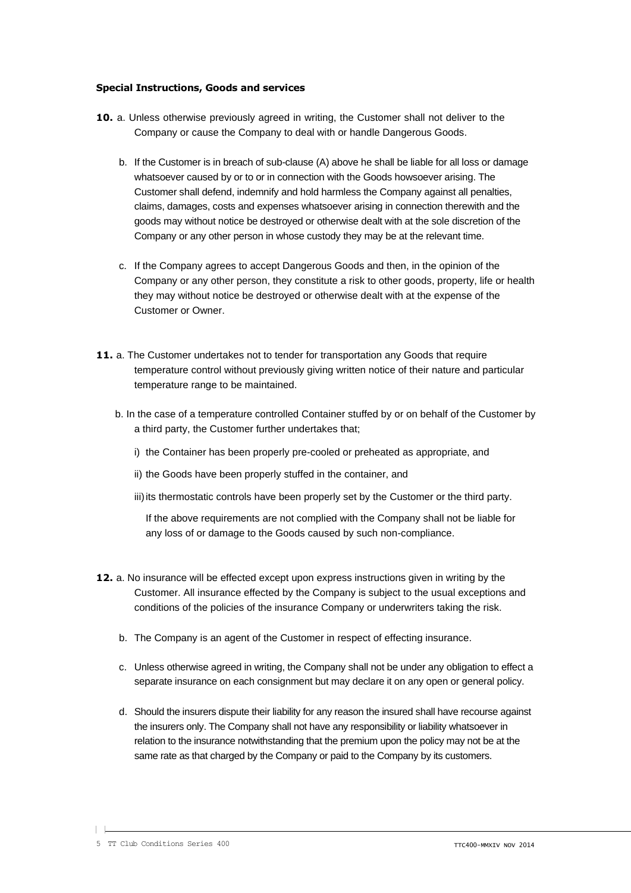**Special Instructions, Goods and services**

**10.** a. Unless otherwise previously agreed in writing, the Customer shall not deliver to the Company or cause the Company to deal with or handle Dangerous Goods.

b. If the Customer is in breach of sub-clause (A) above he shall be liable for all loss or damage whatsoever caused by or to or in connection with the Goods howsoever arising. The Customer shall defend, indemnify and hold harmless the Company against all penalties, claims, damages, costs and expenses whatsoever arising in connection therewith and the goods may without notice be destroyed or otherwise dealt with at the sole discretion of the Company or any other person in whose custody they may be at the relevant time.

c. If the Company agrees to accept Dangerous Goods and then, in the opinion of the Company or any other person, they constitute a risk to other goods, property, life or health they may without notice be destroyed or otherwise dealt with at the expense of the Customer or Owner.

**11.** a. The Customer undertakes not to tender for transportation any Goods that require temperature control without previously giving written notice of their nature and particular temperature range to be maintained.

b. In the case of a temperature controlled Container stuffed by or on behalf of the Customer by a third party, the Customer further undertakes that;

i) the Container has been properly pre-cooled or preheated as appropriate, and

ii) the Goods have been properly stuffed in the container, and

iii) its thermostatic controls have been properly set by the Customer or the third party.

If the above requirements are not complied with the Company shall not be liable for any loss of or damage to the Goods caused by such non-compliance.

**12.** a. No insurance will be effected except upon express instructions given in writing by the Customer. All insurance effected by the Company is subject to the usual exceptions and conditions of the policies of the insurance Company or underwriters taking the risk.

b. The Company is an agent of the Customer in respect of effecting insurance.

c. Unless otherwise agreed in writing, the Company shall not be under any obligation to effect a separate insurance on each consignment but may declare it on any open or general policy.

d. Should the insurers dispute their liability for any reason the insured shall have recourse against the insurers only. The Company shall not have any responsibility or liability whatsoever in relation to the insurance notwithstanding that the premium upon the policy may not be at the same rate as that charged by the Company or paid to the Company by its customers.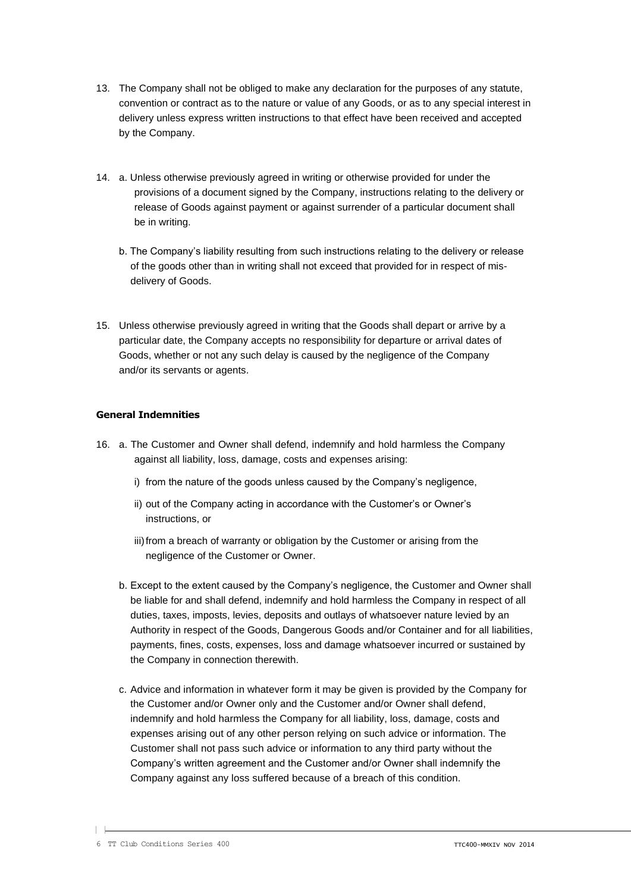13. The Company shall not be obliged to make any declaration for the purposes of any statute, convention or contract as to the nature or value of any Goods, or as to any special interest in delivery unless express written instructions to that effect have been received and accepted by the Company.

14. a. Unless otherwise previously agreed in writing or otherwise provided for under the provisions of a document signed by the Company, instructions relating to the delivery or release of Goods against payment or against surrender of a particular document shall be in writing.

    b. The Company's liability resulting from such instructions relating to the delivery or release of the goods other than in writing shall not exceed that provided for in respect of mis-delivery of Goods.

15. Unless otherwise previously agreed in writing that the Goods shall depart or arrive by a particular date, the Company accepts no responsibility for departure or arrival dates of Goods, whether or not any such delay is caused by the negligence of the Company and/or its servants or agents.

**General Indemnities**

16. a. The Customer and Owner shall defend, indemnify and hold harmless the Company against all liability, loss, damage, costs and expenses arising:

    i) from the nature of the goods unless caused by the Company's negligence,

    ii) out of the Company acting in accordance with the Customer's or Owner's instructions, or

    iii) from a breach of warranty or obligation by the Customer or arising from the negligence of the Customer or Owner.

    b. Except to the extent caused by the Company's negligence, the Customer and Owner shall be liable for and shall defend, indemnify and hold harmless the Company in respect of all duties, taxes, imposts, levies, deposits and outlays of whatsoever nature levied by an Authority in respect of the Goods, Dangerous Goods and/or Container and for all liabilities, payments, fines, costs, expenses, loss and damage whatsoever incurred or sustained by the Company in connection therewith.

    c. Advice and information in whatever form it may be given is provided by the Company for the Customer and/or Owner only and the Customer and/or Owner shall defend, indemnify and hold harmless the Company for all liability, loss, damage, costs and expenses arising out of any other person relying on such advice or information. The Customer shall not pass such advice or information to any third party without the Company's written agreement and the Customer and/or Owner shall indemnify the Company against any loss suffered because of a breach of this condition.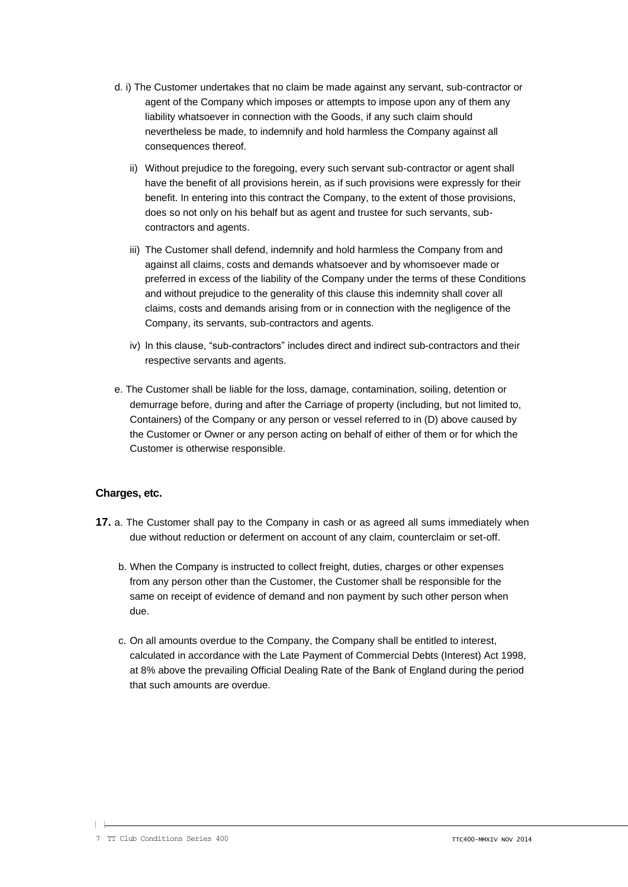d. i) The Customer undertakes that no claim be made against any servant, sub-contractor or agent of the Company which imposes or attempts to impose upon any of them any liability whatsoever in connection with the Goods, if any such claim should nevertheless be made, to indemnify and hold harmless the Company against all consequences thereof.

ii) Without prejudice to the foregoing, every such servant sub-contractor or agent shall have the benefit of all provisions herein, as if such provisions were expressly for their benefit. In entering into this contract the Company, to the extent of those provisions, does so not only on his behalf but as agent and trustee for such servants, sub-contractors and agents.

iii) The Customer shall defend, indemnify and hold harmless the Company from and against all claims, costs and demands whatsoever and by whomsoever made or preferred in excess of the liability of the Company under the terms of these Conditions and without prejudice to the generality of this clause this indemnity shall cover all claims, costs and demands arising from or in connection with the negligence of the Company, its servants, sub-contractors and agents.

iv) In this clause, "sub-contractors" includes direct and indirect sub-contractors and their respective servants and agents.

e. The Customer shall be liable for the loss, damage, contamination, soiling, detention or demurrage before, during and after the Carriage of property (including, but not limited to, Containers) of the Company or any person or vessel referred to in (D) above caused by the Customer or Owner or any person acting on behalf of either of them or for which the Customer is otherwise responsible.

### Charges, etc.

**17.** a. The Customer shall pay to the Company in cash or as agreed all sums immediately when due without reduction or deferment on account of any claim, counterclaim or set-off.

b. When the Company is instructed to collect freight, duties, charges or other expenses from any person other than the Customer, the Customer shall be responsible for the same on receipt of evidence of demand and non payment by such other person when due.

c. On all amounts overdue to the Company, the Company shall be entitled to interest, calculated in accordance with the Late Payment of Commercial Debts (Interest) Act 1998, at 8% above the prevailing Official Dealing Rate of the Bank of England during the period that such amounts are overdue.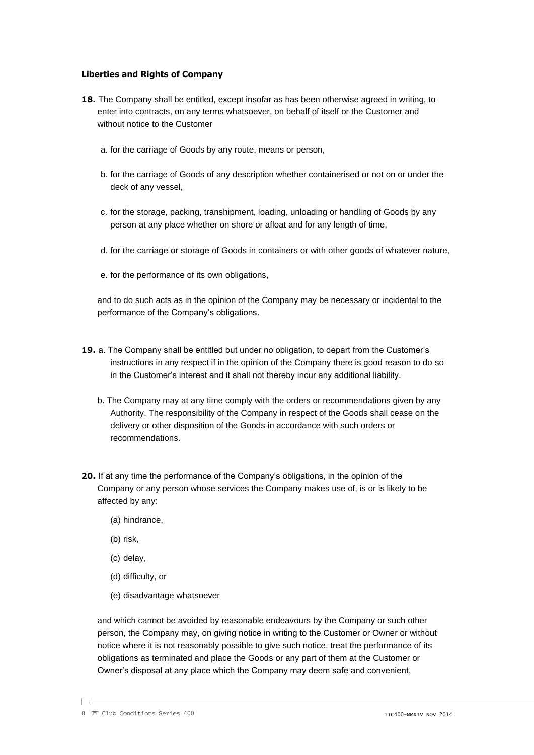#### Liberties and Rights of Company

**18.** The Company shall be entitled, except insofar as has been otherwise agreed in writing, to enter into contracts, on any terms whatsoever, on behalf of itself or the Customer and without notice to the Customer

a. for the carriage of Goods by any route, means or person,

b. for the carriage of Goods of any description whether containerised or not on or under the deck of any vessel,

c. for the storage, packing, transhipment, loading, unloading or handling of Goods by any person at any place whether on shore or afloat and for any length of time,

d. for the carriage or storage of Goods in containers or with other goods of whatever nature,

e. for the performance of its own obligations,

and to do such acts as in the opinion of the Company may be necessary or incidental to the performance of the Company's obligations.

**19.** a. The Company shall be entitled but under no obligation, to depart from the Customer's instructions in any respect if in the opinion of the Company there is good reason to do so in the Customer's interest and it shall not thereby incur any additional liability.

b. The Company may at any time comply with the orders or recommendations given by any Authority. The responsibility of the Company in respect of the Goods shall cease on the delivery or other disposition of the Goods in accordance with such orders or recommendations.

**20.** If at any time the performance of the Company's obligations, in the opinion of the Company or any person whose services the Company makes use of, is or is likely to be affected by any:

(a) hindrance,

(b) risk,

(c) delay,

(d) difficulty, or

(e) disadvantage whatsoever

and which cannot be avoided by reasonable endeavours by the Company or such other person, the Company may, on giving notice in writing to the Customer or Owner or without notice where it is not reasonably possible to give such notice, treat the performance of its obligations as terminated and place the Goods or any part of them at the Customer or Owner's disposal at any place which the Company may deem safe and convenient,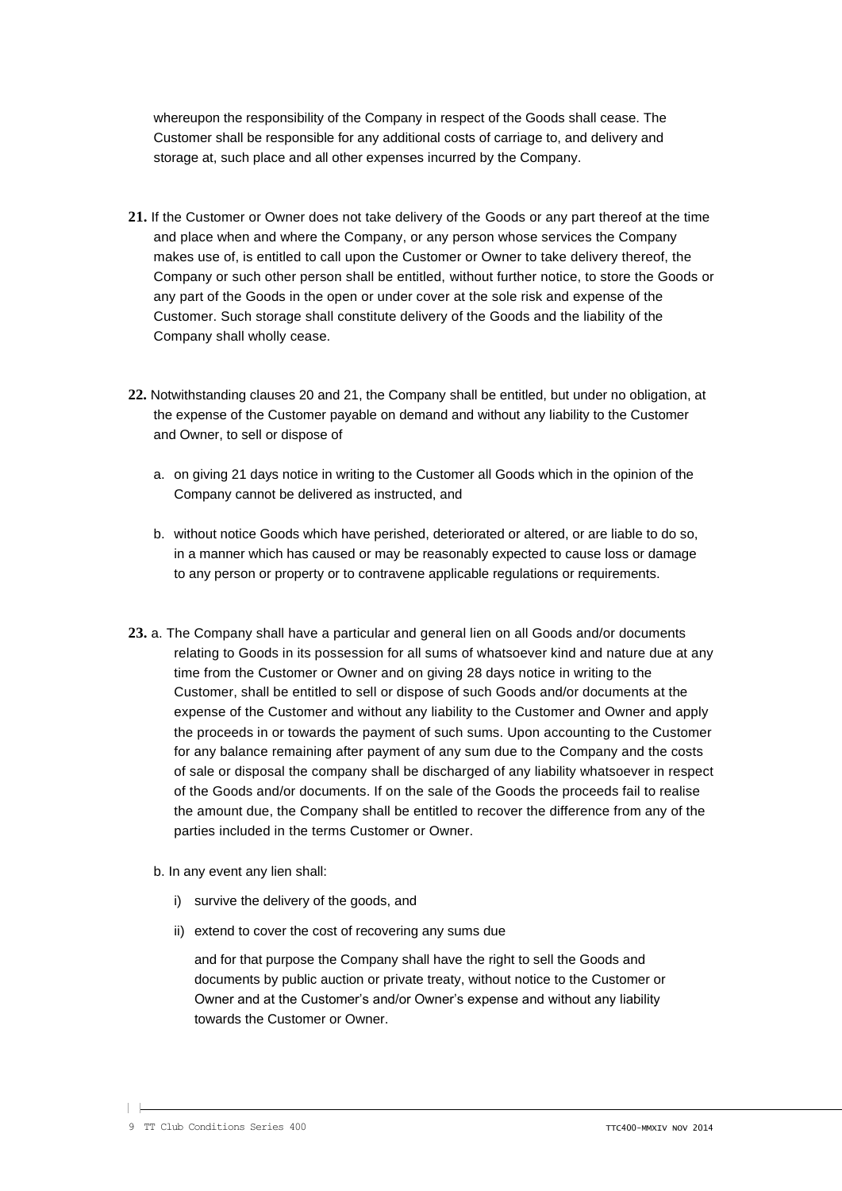whereupon the responsibility of the Company in respect of the Goods shall cease. The Customer shall be responsible for any additional costs of carriage to, and delivery and storage at, such place and all other expenses incurred by the Company.

**21.** If the Customer or Owner does not take delivery of the Goods or any part thereof at the time and place when and where the Company, or any person whose services the Company makes use of, is entitled to call upon the Customer or Owner to take delivery thereof, the Company or such other person shall be entitled, without further notice, to store the Goods or any part of the Goods in the open or under cover at the sole risk and expense of the Customer. Such storage shall constitute delivery of the Goods and the liability of the Company shall wholly cease.

**22.** Notwithstanding clauses 20 and 21, the Company shall be entitled, but under no obligation, at the expense of the Customer payable on demand and without any liability to the Customer and Owner, to sell or dispose of

a. on giving 21 days notice in writing to the Customer all Goods which in the opinion of the Company cannot be delivered as instructed, and

b. without notice Goods which have perished, deteriorated or altered, or are liable to do so, in a manner which has caused or may be reasonably expected to cause loss or damage to any person or property or to contravene applicable regulations or requirements.

**23.** a. The Company shall have a particular and general lien on all Goods and/or documents relating to Goods in its possession for all sums of whatsoever kind and nature due at any time from the Customer or Owner and on giving 28 days notice in writing to the Customer, shall be entitled to sell or dispose of such Goods and/or documents at the expense of the Customer and without any liability to the Customer and Owner and apply the proceeds in or towards the payment of such sums. Upon accounting to the Customer for any balance remaining after payment of any sum due to the Company and the costs of sale or disposal the company shall be discharged of any liability whatsoever in respect of the Goods and/or documents. If on the sale of the Goods the proceeds fail to realise the amount due, the Company shall be entitled to recover the difference from any of the parties included in the terms Customer or Owner.

b. In any event any lien shall:

i) survive the delivery of the goods, and

ii) extend to cover the cost of recovering any sums due

and for that purpose the Company shall have the right to sell the Goods and documents by public auction or private treaty, without notice to the Customer or Owner and at the Customer's and/or Owner's expense and without any liability towards the Customer or Owner.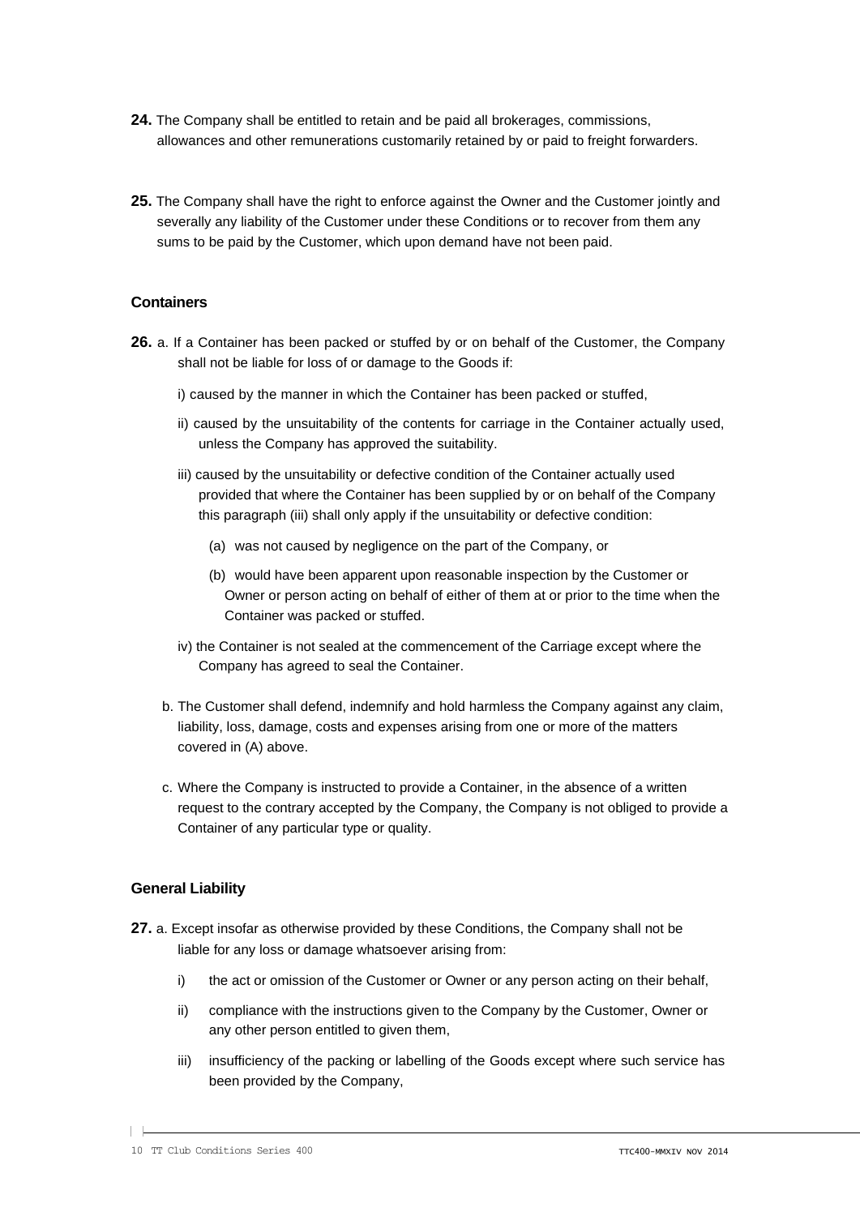**24.** The Company shall be entitled to retain and be paid all brokerages, commissions, allowances and other remunerations customarily retained by or paid to freight forwarders.

**25.** The Company shall have the right to enforce against the Owner and the Customer jointly and severally any liability of the Customer under these Conditions or to recover from them any sums to be paid by the Customer, which upon demand have not been paid.

### Containers

**26.** a. If a Container has been packed or stuffed by or on behalf of the Customer, the Company shall not be liable for loss of or damage to the Goods if:

i) caused by the manner in which the Container has been packed or stuffed,

ii) caused by the unsuitability of the contents for carriage in the Container actually used, unless the Company has approved the suitability.

iii) caused by the unsuitability or defective condition of the Container actually used provided that where the Container has been supplied by or on behalf of the Company this paragraph (iii) shall only apply if the unsuitability or defective condition:

(a) was not caused by negligence on the part of the Company, or

(b) would have been apparent upon reasonable inspection by the Customer or Owner or person acting on behalf of either of them at or prior to the time when the Container was packed or stuffed.

iv) the Container is not sealed at the commencement of the Carriage except where the Company has agreed to seal the Container.

b. The Customer shall defend, indemnify and hold harmless the Company against any claim, liability, loss, damage, costs and expenses arising from one or more of the matters covered in (A) above.

c. Where the Company is instructed to provide a Container, in the absence of a written request to the contrary accepted by the Company, the Company is not obliged to provide a Container of any particular type or quality.

### General Liability

**27.** a. Except insofar as otherwise provided by these Conditions, the Company shall not be liable for any loss or damage whatsoever arising from:

i) the act or omission of the Customer or Owner or any person acting on their behalf,

ii) compliance with the instructions given to the Company by the Customer, Owner or any other person entitled to given them,

iii) insufficiency of the packing or labelling of the Goods except where such service has been provided by the Company,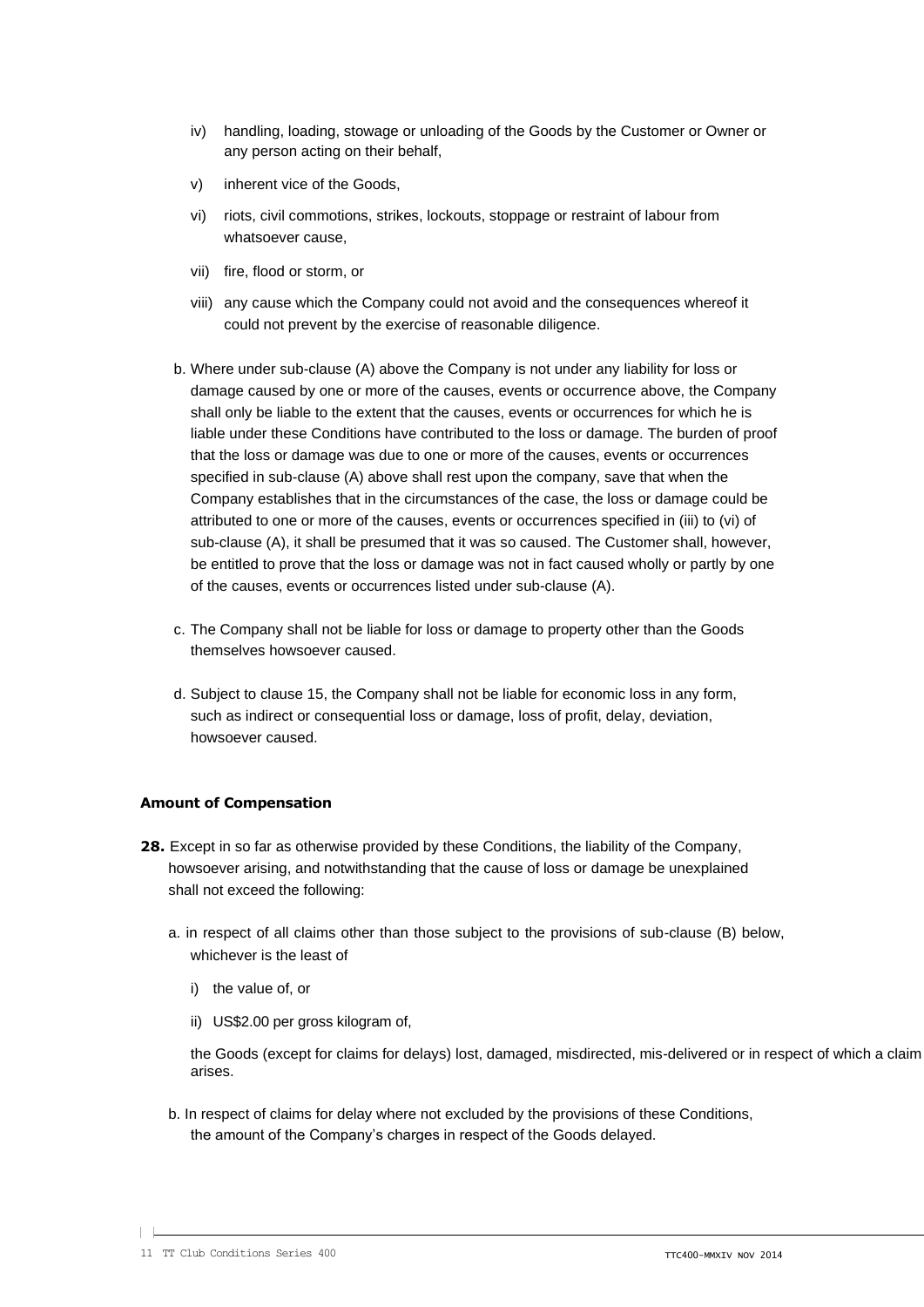iv) handling, loading, stowage or unloading of the Goods by the Customer or Owner or any person acting on their behalf,

v) inherent vice of the Goods,

vi) riots, civil commotions, strikes, lockouts, stoppage or restraint of labour from whatsoever cause,

vii) fire, flood or storm, or

viii) any cause which the Company could not avoid and the consequences whereof it could not prevent by the exercise of reasonable diligence.

b. Where under sub-clause (A) above the Company is not under any liability for loss or damage caused by one or more of the causes, events or occurrence above, the Company shall only be liable to the extent that the causes, events or occurrences for which he is liable under these Conditions have contributed to the loss or damage. The burden of proof that the loss or damage was due to one or more of the causes, events or occurrences specified in sub-clause (A) above shall rest upon the company, save that when the Company establishes that in the circumstances of the case, the loss or damage could be attributed to one or more of the causes, events or occurrences specified in (iii) to (vi) of sub-clause (A), it shall be presumed that it was so caused. The Customer shall, however, be entitled to prove that the loss or damage was not in fact caused wholly or partly by one of the causes, events or occurrences listed under sub-clause (A).

c. The Company shall not be liable for loss or damage to property other than the Goods themselves howsoever caused.

d. Subject to clause 15, the Company shall not be liable for economic loss in any form, such as indirect or consequential loss or damage, loss of profit, delay, deviation, howsoever caused.

**Amount of Compensation**

**28.** Except in so far as otherwise provided by these Conditions, the liability of the Company, howsoever arising, and notwithstanding that the cause of loss or damage be unexplained shall not exceed the following:

a. in respect of all claims other than those subject to the provisions of sub-clause (B) below, whichever is the least of

i) the value of, or

ii) US$2.00 per gross kilogram of,

the Goods (except for claims for delays) lost, damaged, misdirected, mis-delivered or in respect of which a claim arises.

b. In respect of claims for delay where not excluded by the provisions of these Conditions, the amount of the Company's charges in respect of the Goods delayed.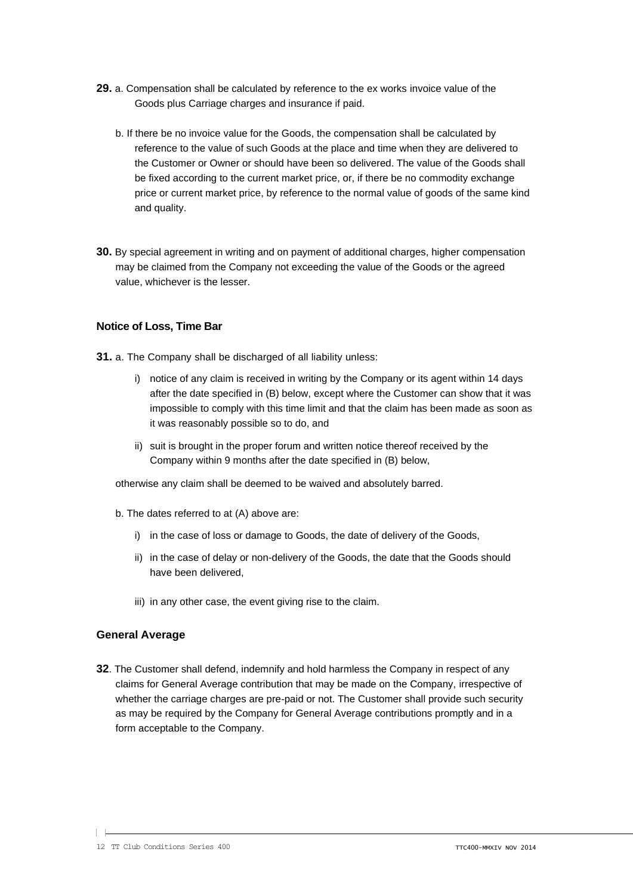**29.** a. Compensation shall be calculated by reference to the ex works invoice value of the Goods plus Carriage charges and insurance if paid.

b. If there be no invoice value for the Goods, the compensation shall be calculated by reference to the value of such Goods at the place and time when they are delivered to the Customer or Owner or should have been so delivered. The value of the Goods shall be fixed according to the current market price, or, if there be no commodity exchange price or current market price, by reference to the normal value of goods of the same kind and quality.

**30.** By special agreement in writing and on payment of additional charges, higher compensation may be claimed from the Company not exceeding the value of the Goods or the agreed value, whichever is the lesser.

### Notice of Loss, Time Bar

**31.** a. The Company shall be discharged of all liability unless:

i) notice of any claim is received in writing by the Company or its agent within 14 days after the date specified in (B) below, except where the Customer can show that it was impossible to comply with this time limit and that the claim has been made as soon as it was reasonably possible so to do, and

ii) suit is brought in the proper forum and written notice thereof received by the Company within 9 months after the date specified in (B) below,

otherwise any claim shall be deemed to be waived and absolutely barred.

b. The dates referred to at (A) above are:

i) in the case of loss or damage to Goods, the date of delivery of the Goods,

ii) in the case of delay or non-delivery of the Goods, the date that the Goods should have been delivered,

iii) in any other case, the event giving rise to the claim.

### General Average

**32**. The Customer shall defend, indemnify and hold harmless the Company in respect of any claims for General Average contribution that may be made on the Company, irrespective of whether the carriage charges are pre-paid or not. The Customer shall provide such security as may be required by the Company for General Average contributions promptly and in a form acceptable to the Company.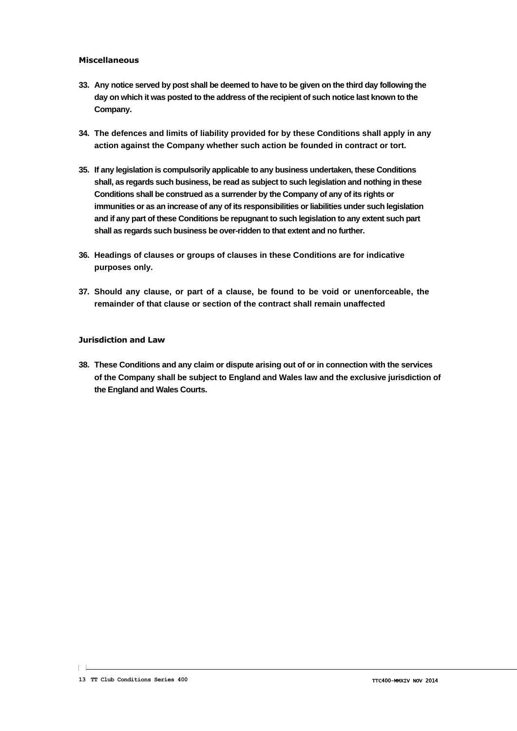### Miscellaneous

33. **Any notice served by post shall be deemed to have to be given on the third day following the day on which it was posted to the address of the recipient of such notice last known to the Company.**

34. **The defences and limits of liability provided for by these Conditions shall apply in any action against the Company whether such action be founded in contract or tort.**

35. **If any legislation is compulsorily applicable to any business undertaken, these Conditions shall, as regards such business, be read as subject to such legislation and nothing in these Conditions shall be construed as a surrender by the Company of any of its rights or immunities or as an increase of any of its responsibilities or liabilities under such legislation and if any part of these Conditions be repugnant to such legislation to any extent such part shall as regards such business be over-ridden to that extent and no further.**

36. **Headings of clauses or groups of clauses in these Conditions are for indicative purposes only.**

37. **Should any clause, or part of a clause, be found to be void or unenforceable, the remainder of that clause or section of the contract shall remain unaffected**

### Jurisdiction and Law

38. **These Conditions and any claim or dispute arising out of or in connection with the services of the Company shall be subject to England and Wales law and the exclusive jurisdiction of the England and Wales Courts.**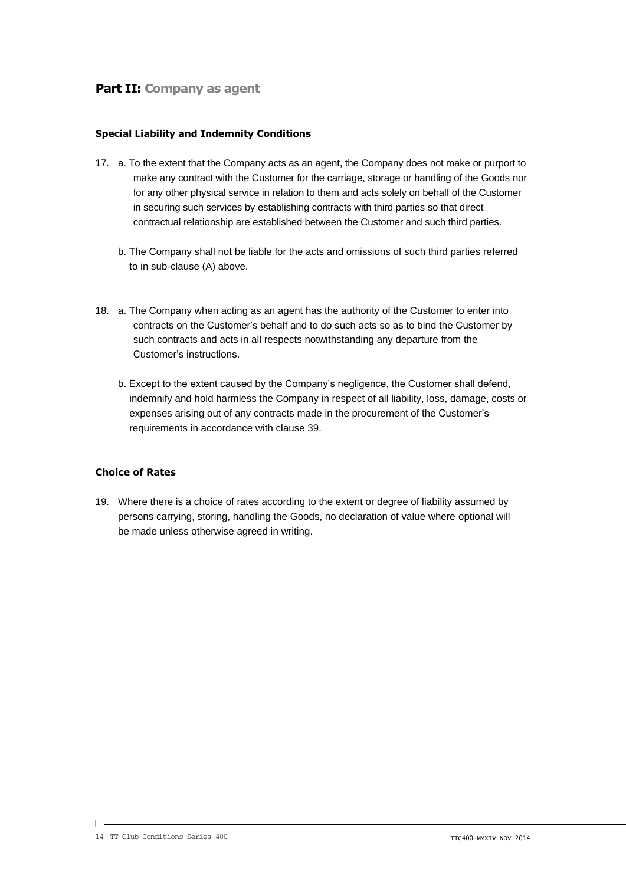## **Part II:** Company as agent

### Special Liability and Indemnity Conditions

17. a. To the extent that the Company acts as an agent, the Company does not make or purport to make any contract with the Customer for the carriage, storage or handling of the Goods nor for any other physical service in relation to them and acts solely on behalf of the Customer in securing such services by establishing contracts with third parties so that direct contractual relationship are established between the Customer and such third parties.

    b. The Company shall not be liable for the acts and omissions of such third parties referred to in sub-clause (A) above.

18. a. The Company when acting as an agent has the authority of the Customer to enter into contracts on the Customer's behalf and to do such acts so as to bind the Customer by such contracts and acts in all respects notwithstanding any departure from the Customer's instructions.

    b. Except to the extent caused by the Company's negligence, the Customer shall defend, indemnify and hold harmless the Company in respect of all liability, loss, damage, costs or expenses arising out of any contracts made in the procurement of the Customer's requirements in accordance with clause 39.

### Choice of Rates

19. Where there is a choice of rates according to the extent or degree of liability assumed by persons carrying, storing, handling the Goods, no declaration of value where optional will be made unless otherwise agreed in writing.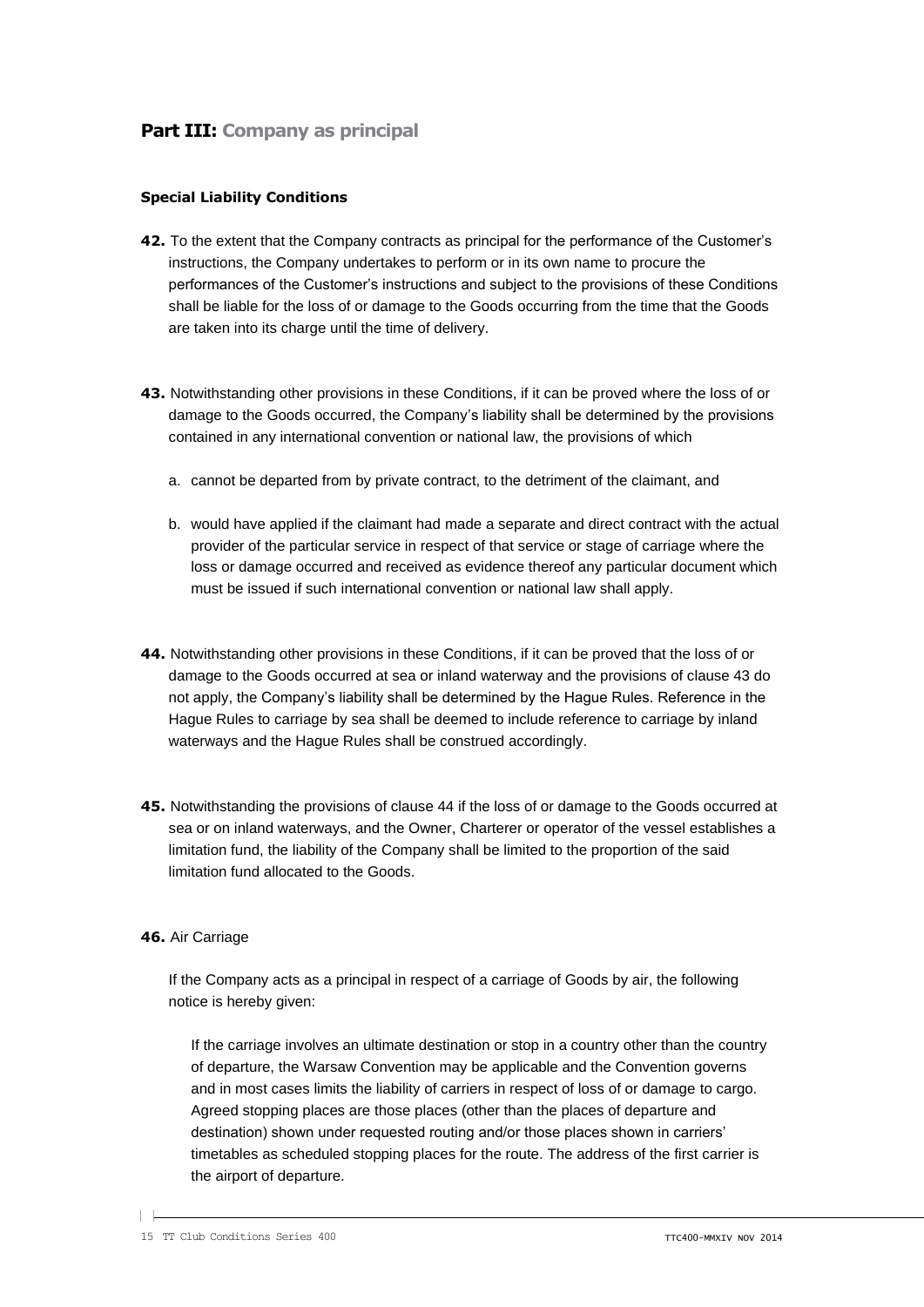## **Part III:** Company as principal

### Special Liability Conditions

**42.** To the extent that the Company contracts as principal for the performance of the Customer's instructions, the Company undertakes to perform or in its own name to procure the performances of the Customer's instructions and subject to the provisions of these Conditions shall be liable for the loss of or damage to the Goods occurring from the time that the Goods are taken into its charge until the time of delivery.

**43.** Notwithstanding other provisions in these Conditions, if it can be proved where the loss of or damage to the Goods occurred, the Company's liability shall be determined by the provisions contained in any international convention or national law, the provisions of which

a. cannot be departed from by private contract, to the detriment of the claimant, and

b. would have applied if the claimant had made a separate and direct contract with the actual provider of the particular service in respect of that service or stage of carriage where the loss or damage occurred and received as evidence thereof any particular document which must be issued if such international convention or national law shall apply.

**44.** Notwithstanding other provisions in these Conditions, if it can be proved that the loss of or damage to the Goods occurred at sea or inland waterway and the provisions of clause 43 do not apply, the Company's liability shall be determined by the Hague Rules. Reference in the Hague Rules to carriage by sea shall be deemed to include reference to carriage by inland waterways and the Hague Rules shall be construed accordingly.

**45.** Notwithstanding the provisions of clause 44 if the loss of or damage to the Goods occurred at sea or on inland waterways, and the Owner, Charterer or operator of the vessel establishes a limitation fund, the liability of the Company shall be limited to the proportion of the said limitation fund allocated to the Goods.

**46.** Air Carriage

If the Company acts as a principal in respect of a carriage of Goods by air, the following notice is hereby given:

If the carriage involves an ultimate destination or stop in a country other than the country of departure, the Warsaw Convention may be applicable and the Convention governs and in most cases limits the liability of carriers in respect of loss of or damage to cargo. Agreed stopping places are those places (other than the places of departure and destination) shown under requested routing and/or those places shown in carriers' timetables as scheduled stopping places for the route. The address of the first carrier is the airport of departure.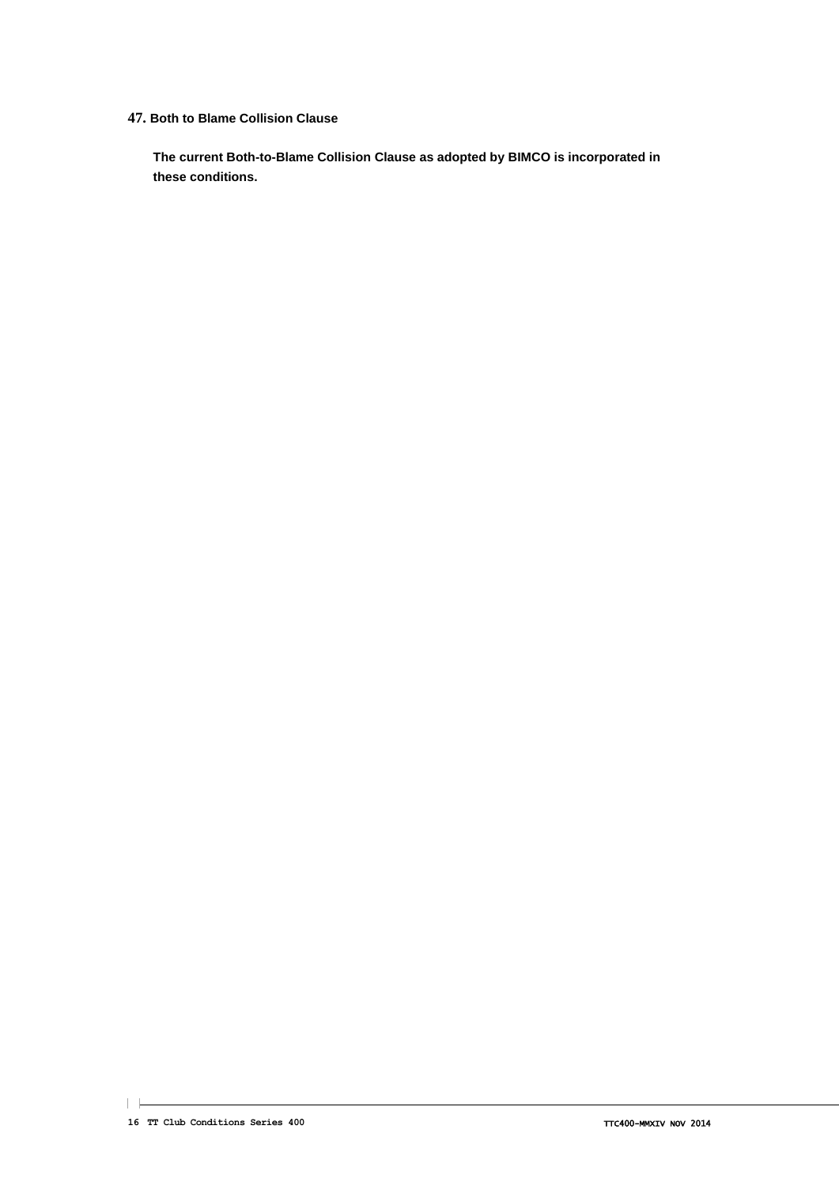**47. Both to Blame Collision Clause**

**The current Both-to-Blame Collision Clause as adopted by BIMCO is incorporated in these conditions.**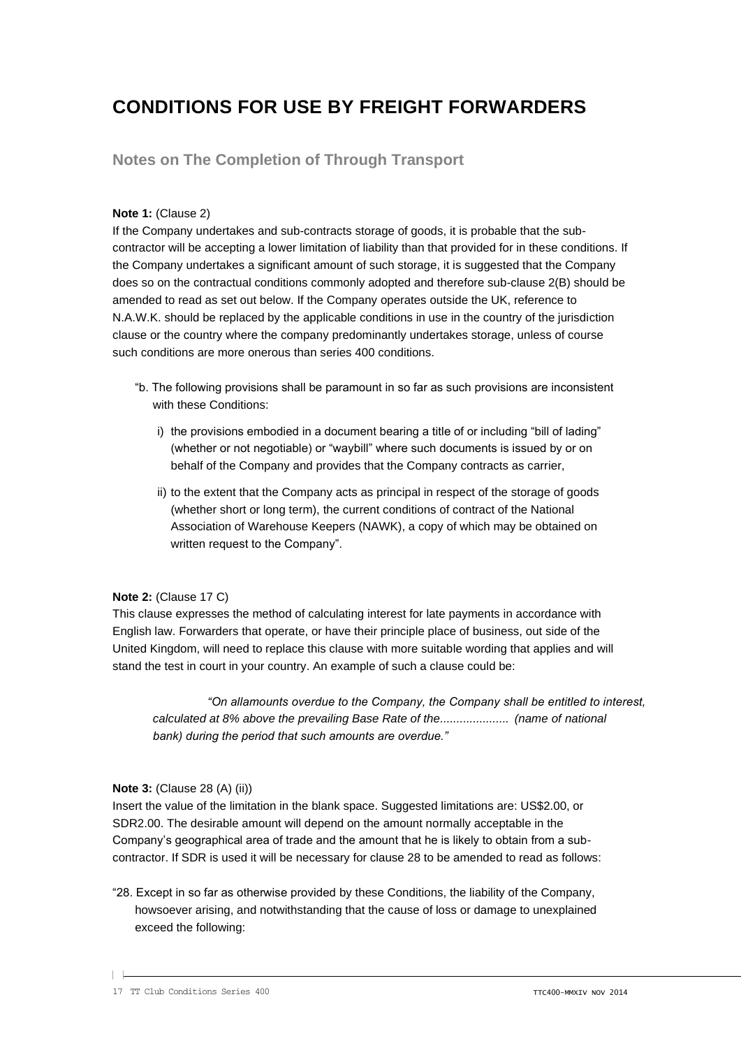# CONDITIONS FOR USE BY FREIGHT FORWARDERS

## Notes on The Completion of Through Transport

**Note 1:** (Clause 2)
If the Company undertakes and sub-contracts storage of goods, it is probable that the sub-contractor will be accepting a lower limitation of liability than that provided for in these conditions. If the Company undertakes a significant amount of such storage, it is suggested that the Company does so on the contractual conditions commonly adopted and therefore sub-clause 2(B) should be amended to read as set out below. If the Company operates outside the UK, reference to N.A.W.K. should be replaced by the applicable conditions in use in the country of the jurisdiction clause or the country where the company predominantly undertakes storage, unless of course such conditions are more onerous than series 400 conditions.

"b. The following provisions shall be paramount in so far as such provisions are inconsistent with these Conditions:

  i) the provisions embodied in a document bearing a title of or including "bill of lading" (whether or not negotiable) or "waybill" where such documents is issued by or on behalf of the Company and provides that the Company contracts as carrier,

  ii) to the extent that the Company acts as principal in respect of the storage of goods (whether short or long term), the current conditions of contract of the National Association of Warehouse Keepers (NAWK), a copy of which may be obtained on written request to the Company".

**Note 2:** (Clause 17 C)
This clause expresses the method of calculating interest for late payments in accordance with English law. Forwarders that operate, or have their principle place of business, out side of the United Kingdom, will need to replace this clause with more suitable wording that applies and will stand the test in court in your country. An example of such a clause could be:

*"On allamounts overdue to the Company, the Company shall be entitled to interest, calculated at 8% above the prevailing Base Rate of the..................... (name of national bank) during the period that such amounts are overdue."*

**Note 3:** (Clause 28 (A) (ii))
Insert the value of the limitation in the blank space. Suggested limitations are: US$2.00, or SDR2.00. The desirable amount will depend on the amount normally acceptable in the Company's geographical area of trade and the amount that he is likely to obtain from a sub-contractor. If SDR is used it will be necessary for clause 28 to be amended to read as follows:

"28. Except in so far as otherwise provided by these Conditions, the liability of the Company, howsoever arising, and notwithstanding that the cause of loss or damage to unexplained exceed the following: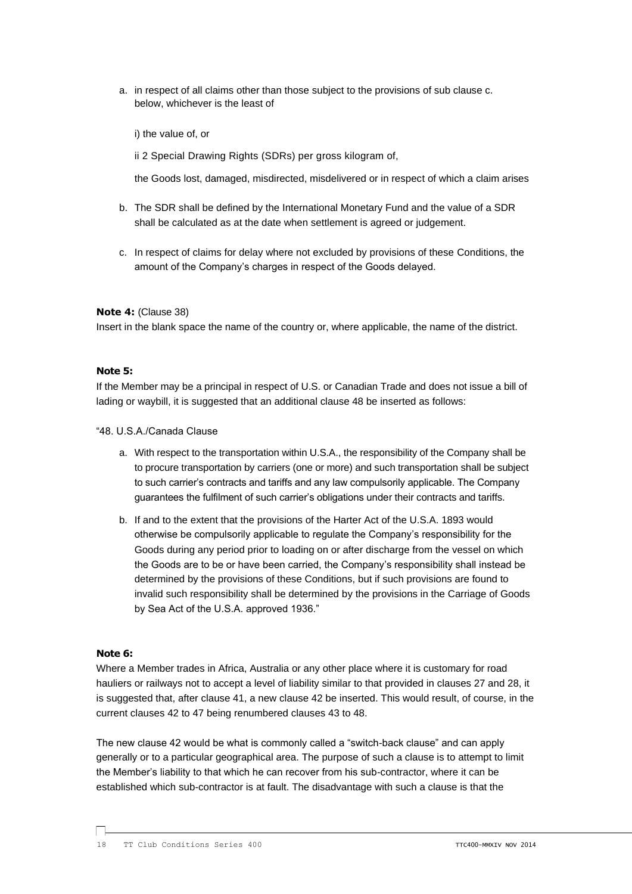a. in respect of all claims other than those subject to the provisions of sub clause c. below, whichever is the least of

   i) the value of, or

   ii 2 Special Drawing Rights (SDRs) per gross kilogram of,

   the Goods lost, damaged, misdirected, misdelivered or in respect of which a claim arises

b. The SDR shall be defined by the International Monetary Fund and the value of a SDR shall be calculated as at the date when settlement is agreed or judgement.

c. In respect of claims for delay where not excluded by provisions of these Conditions, the amount of the Company's charges in respect of the Goods delayed.

**Note 4:** (Clause 38)
Insert in the blank space the name of the country or, where applicable, the name of the district.

**Note 5:**
If the Member may be a principal in respect of U.S. or Canadian Trade and does not issue a bill of lading or waybill, it is suggested that an additional clause 48 be inserted as follows:

"48. U.S.A./Canada Clause

a. With respect to the transportation within U.S.A., the responsibility of the Company shall be to procure transportation by carriers (one or more) and such transportation shall be subject to such carrier's contracts and tariffs and any law compulsorily applicable. The Company guarantees the fulfilment of such carrier's obligations under their contracts and tariffs.

b. If and to the extent that the provisions of the Harter Act of the U.S.A. 1893 would otherwise be compulsorily applicable to regulate the Company's responsibility for the Goods during any period prior to loading on or after discharge from the vessel on which the Goods are to be or have been carried, the Company's responsibility shall instead be determined by the provisions of these Conditions, but if such provisions are found to invalid such responsibility shall be determined by the provisions in the Carriage of Goods by Sea Act of the U.S.A. approved 1936."

**Note 6:**
Where a Member trades in Africa, Australia or any other place where it is customary for road hauliers or railways not to accept a level of liability similar to that provided in clauses 27 and 28, it is suggested that, after clause 41, a new clause 42 be inserted. This would result, of course, in the current clauses 42 to 47 being renumbered clauses 43 to 48.

The new clause 42 would be what is commonly called a "switch-back clause" and can apply generally or to a particular geographical area. The purpose of such a clause is to attempt to limit the Member's liability to that which he can recover from his sub-contractor, where it can be established which sub-contractor is at fault. The disadvantage with such a clause is that the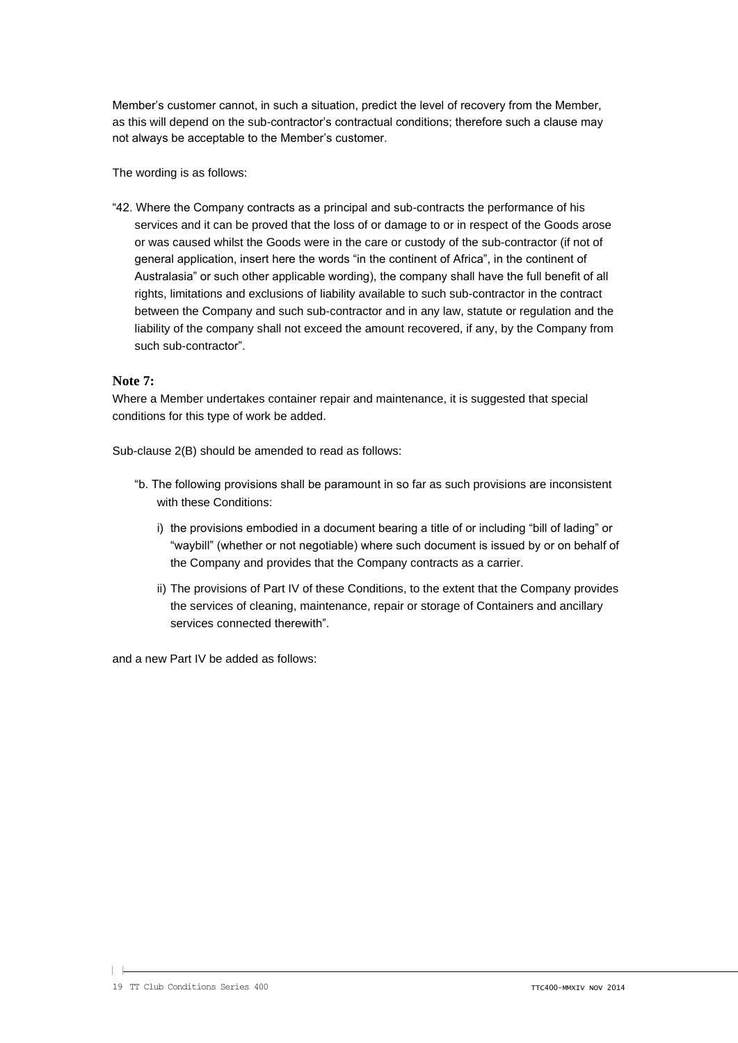Member's customer cannot, in such a situation, predict the level of recovery from the Member, as this will depend on the sub-contractor's contractual conditions; therefore such a clause may not always be acceptable to the Member's customer.

The wording is as follows:

"42. Where the Company contracts as a principal and sub-contracts the performance of his services and it can be proved that the loss of or damage to or in respect of the Goods arose or was caused whilst the Goods were in the care or custody of the sub-contractor (if not of general application, insert here the words "in the continent of Africa", in the continent of Australasia" or such other applicable wording), the company shall have the full benefit of all rights, limitations and exclusions of liability available to such sub-contractor in the contract between the Company and such sub-contractor and in any law, statute or regulation and the liability of the company shall not exceed the amount recovered, if any, by the Company from such sub-contractor".

**Note 7:**

Where a Member undertakes container repair and maintenance, it is suggested that special conditions for this type of work be added.

Sub-clause 2(B) should be amended to read as follows:

"b. The following provisions shall be paramount in so far as such provisions are inconsistent with these Conditions:

i) the provisions embodied in a document bearing a title of or including "bill of lading" or "waybill" (whether or not negotiable) where such document is issued by or on behalf of the Company and provides that the Company contracts as a carrier.

ii) The provisions of Part IV of these Conditions, to the extent that the Company provides the services of cleaning, maintenance, repair or storage of Containers and ancillary services connected therewith".

and a new Part IV be added as follows: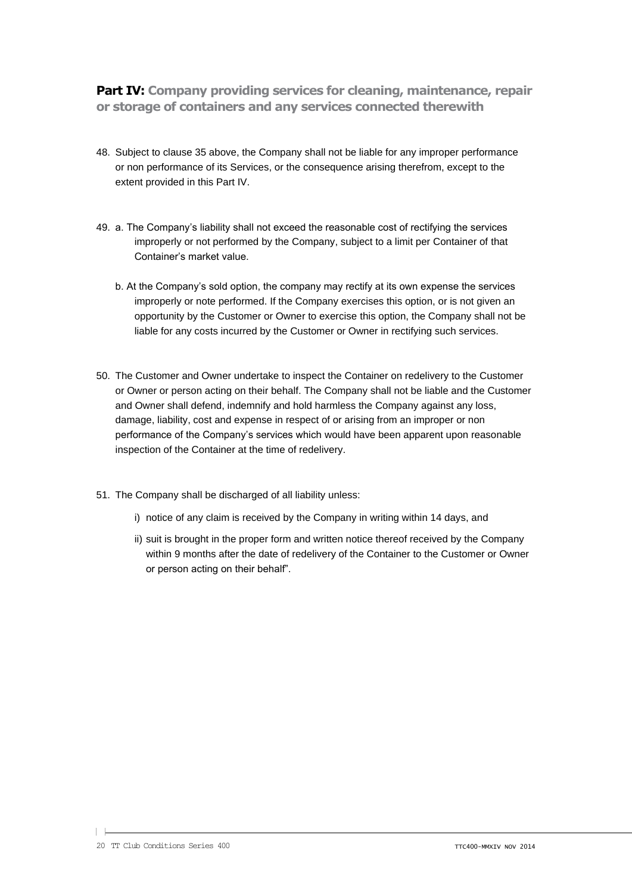## Part IV: Company providing services for cleaning, maintenance, repair or storage of containers and any services connected therewith

48. Subject to clause 35 above, the Company shall not be liable for any improper performance or non performance of its Services, or the consequence arising therefrom, except to the extent provided in this Part IV.

49. a. The Company's liability shall not exceed the reasonable cost of rectifying the services improperly or not performed by the Company, subject to a limit per Container of that Container's market value.

    b. At the Company's sold option, the company may rectify at its own expense the services improperly or note performed. If the Company exercises this option, or is not given an opportunity by the Customer or Owner to exercise this option, the Company shall not be liable for any costs incurred by the Customer or Owner in rectifying such services.

50. The Customer and Owner undertake to inspect the Container on redelivery to the Customer or Owner or person acting on their behalf. The Company shall not be liable and the Customer and Owner shall defend, indemnify and hold harmless the Company against any loss, damage, liability, cost and expense in respect of or arising from an improper or non performance of the Company's services which would have been apparent upon reasonable inspection of the Container at the time of redelivery.

51. The Company shall be discharged of all liability unless:

    i) notice of any claim is received by the Company in writing within 14 days, and

    ii) suit is brought in the proper form and written notice thereof received by the Company within 9 months after the date of redelivery of the Container to the Customer or Owner or person acting on their behalf".